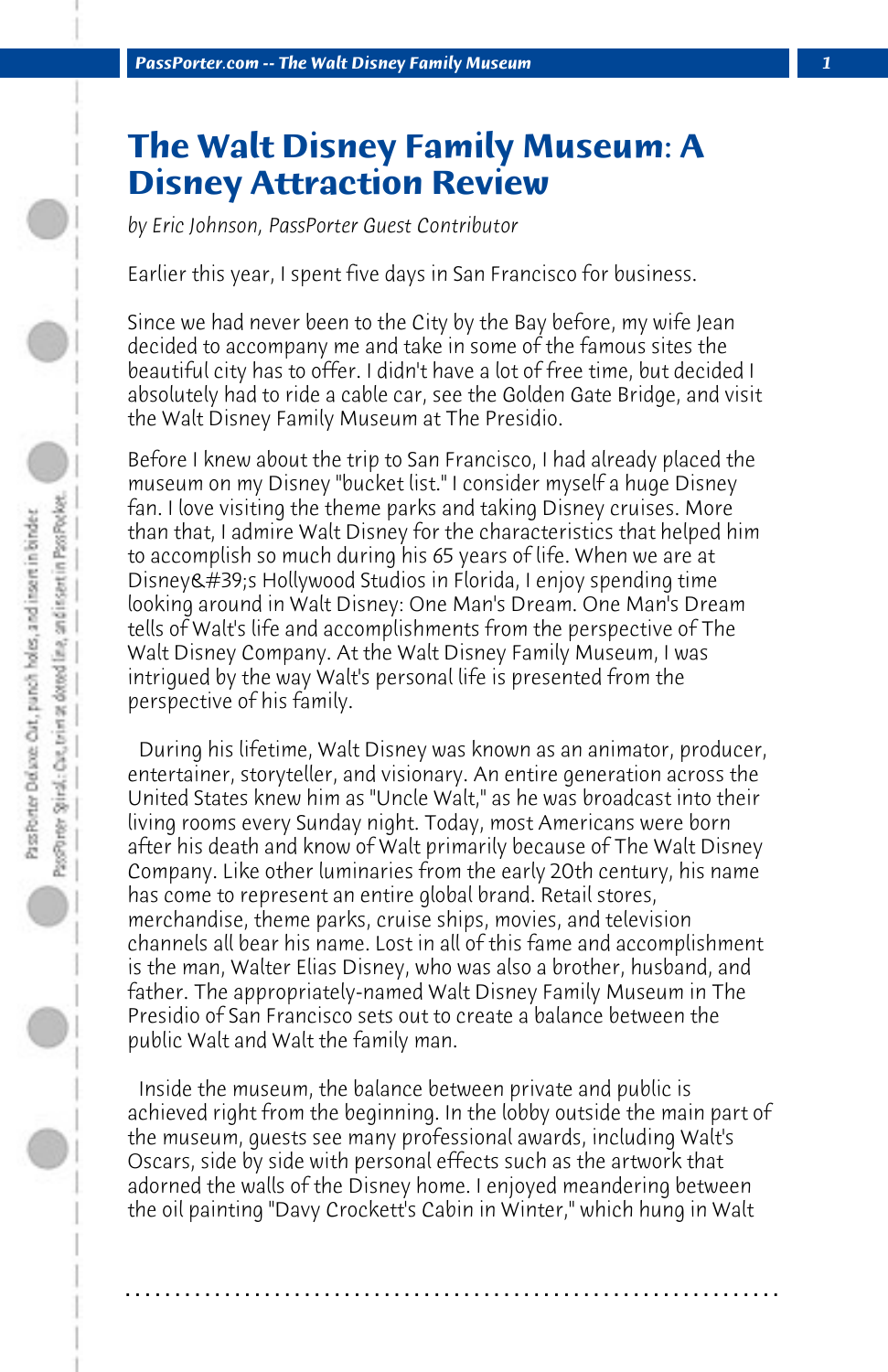# The Walt Disney Family Museum: A Disney Attraction Review

*by Eric Johnson, PassPorter Guest Contributor*

Earlier this year, I spent five days in San Francisco for business.

Since we had never been to the City by the Bay before, my wife Jean decided to accompany me and take in some of the famous sites the beautiful city has to offer. I didn't have a lot of free time, but decided I absolutely had to ride a cable car, see the Golden Gate Bridge, and visit the Walt Disney Family Museum at The Presidio.

Before I knew about the trip to San Francisco, I had already placed the museum on my Disney "bucket list." I consider myself a huge Disney fan. I love visiting the theme parks and taking Disney cruises. More than that, I admire Walt Disney for the characteristics that helped him to accomplish so much during his 65 years of life. When we are at Disney&#39;s Hollywood Studios in Florida, I enjoy spending time looking around in Walt Disney: One Man's Dream. One Man's Dream tells of Walt's life and accomplishments from the perspective of The Walt Disney Company. At the Walt Disney Family Museum, I was intrigued by the way Walt's personal life is presented from the perspective of his family.

During his lifetime, Walt Disney was known as an animator, producer, entertainer, storyteller, and visionary. An entire generation across the United States knew him as "Uncle Walt," as he was broadcast into their living rooms every Sunday night. Today, most Americans were born after his death and know of Walt primarily because of The Walt Disney Company. Like other luminaries from the early 20th century, his name has come to represent an entire global brand. Retail stores, merchandise, theme parks, cruise ships, movies, and television channels all bear his name. Lost in all of this fame and accomplishment is the man, Walter Elias Disney, who was also a brother, husband, and father. The appropriately-named Walt Disney Family Museum in The Presidio of San Francisco sets out to create a balance between the public Walt and Walt the family man.

Inside the museum, the balance between private and public is achieved right from the beginning. In the lobby outside the main part of the museum, guests see many professional awards, including Walt's Oscars, side by side with personal effects such as the artwork that adorned the walls of the Disney home. I enjoyed meandering between the oil painting "Davy Crockett's Cabin in Winter," which hung in Walt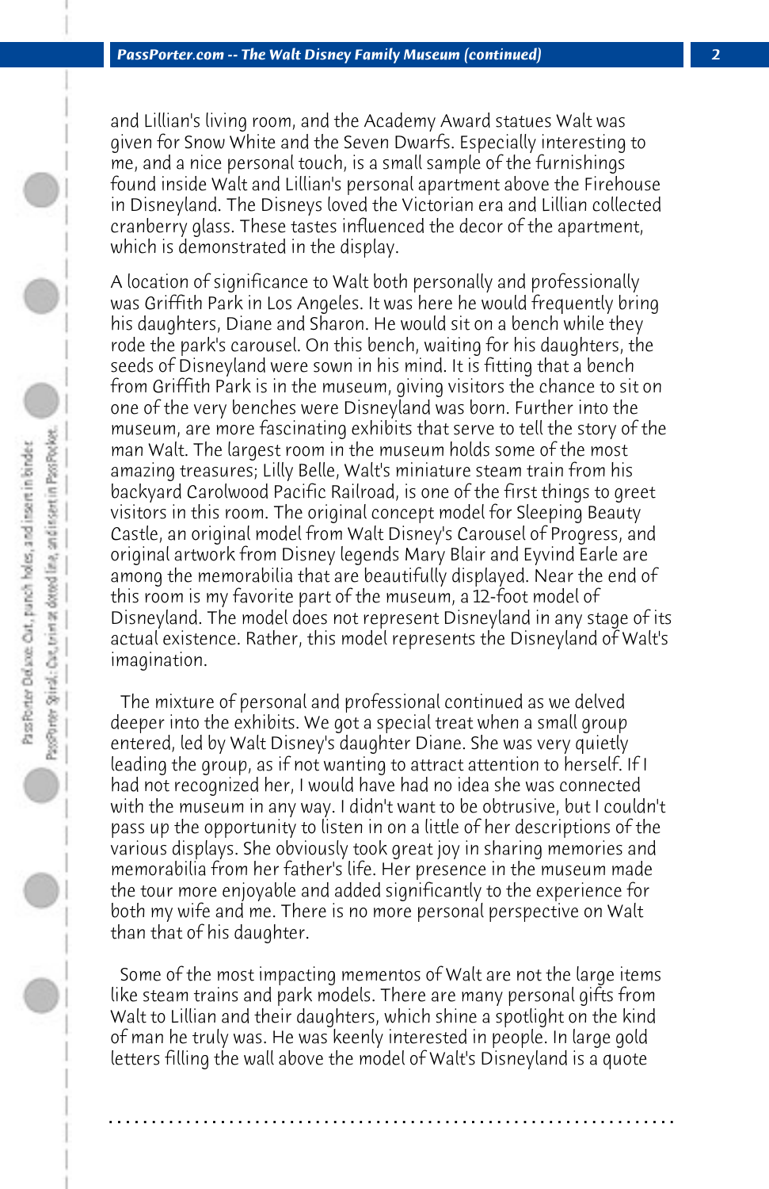and Lillian's living room, and the Academy Award statues Walt was given for Snow White and the Seven Dwarfs. Especially interesting to me, and a nice personal touch, is a small sample of the furnishings found inside Walt and Lillian's personal apartment above the Firehouse in Disneyland. The Disneys loved the Victorian era and Lillian collected cranberry glass. These tastes influenced the decor of the apartment, which is demonstrated in the display.

A location of significance to Walt both personally and professionally was Griffith Park in Los Angeles. It was here he would frequently bring his daughters, Diane and Sharon. He would sit on a bench while they rode the park's carousel. On this bench, waiting for his daughters, the seeds of Disneyland were sown in his mind. It is fitting that a bench from Griffith Park is in the museum, giving visitors the chance to sit on one of the very benches were Disneyland was born. Further into the museum, are more fascinating exhibits that serve to tell the story of the man Walt. The largest room in the museum holds some of the most amazing treasures; Lilly Belle, Walt's miniature steam train from his backyard Carolwood Pacific Railroad, is one of the first things to greet visitors in this room. The original concept model for Sleeping Beauty Castle, an original model from Walt Disney's Carousel of Progress, and original artwork from Disney legends Mary Blair and Eyvind Earle are among the memorabilia that are beautifully displayed. Near the end of this room is my favorite part of the museum, a 12-foot model of Disneyland. The model does not represent Disneyland in any stage of its actual existence. Rather, this model represents the Disneyland of Walt's imagination.

The mixture of personal and professional continued as we delved deeper into the exhibits. We got a special treat when a small group entered, led by Walt Disney's daughter Diane. She was very quietly leading the group, as if not wanting to attract attention to herself. If I had not recognized her, I would have had no idea she was connected with the museum in any way. I didn't want to be obtrusive, but I couldn't pass up the opportunity to listen in on a little of her descriptions of the various displays. She obviously took great joy in sharing memories and memorabilia from her father's life. Her presence in the museum made the tour more enjoyable and added significantly to the experience for both my wife and me. There is no more personal perspective on Walt than that of his daughter.

Some of the most impacting mementos of Walt are not the large items like steam trains and park models. There are many personal gifts from Walt to Lillian and their daughters, which shine a spotlight on the kind of man he truly was. He was keenly interested in people. In large gold letters filling the wall above the model of Walt's Disneyland is a quote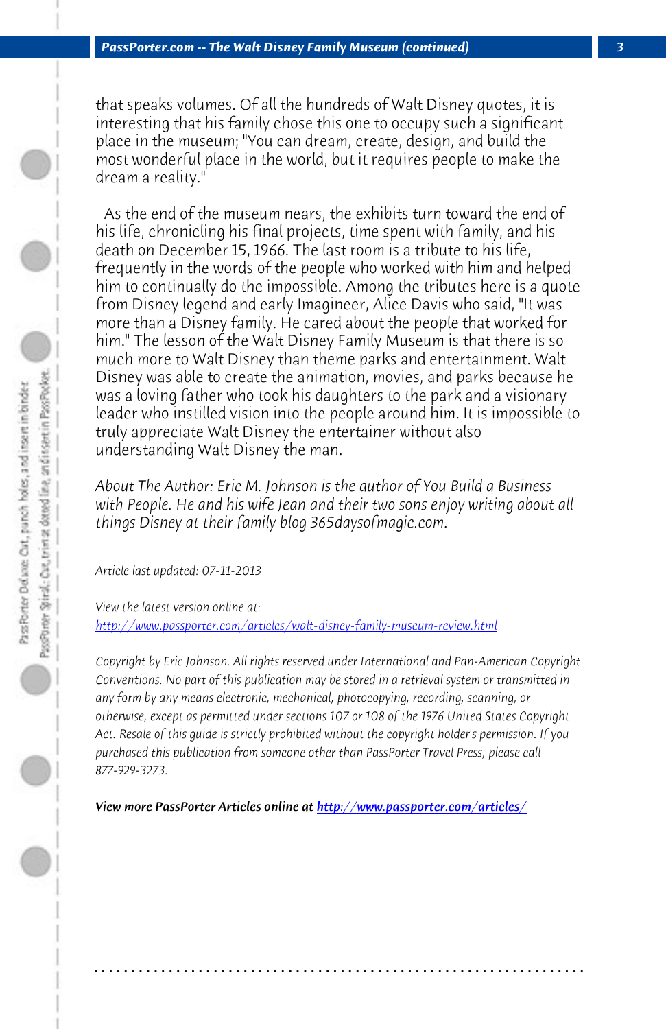that speaks volumes. Of all the hundreds of Walt Disney quotes, it is interesting that his family chose this one to occupy such a significant place in the museum; "You can dream, create, design, and build the most wonderful place in the world, but it requires people to make the dream a reality."

As the end of the museum nears, the exhibits turn toward the end of his life, chronicling his final projects, time spent with family, and his death on December 15, 1966. The last room is a tribute to his life, frequently in the words of the people who worked with him and helped him to continually do the impossible. Among the tributes here is a quote from Disney legend and early Imagineer, Alice Davis who said, "It was more than a Disney family. He cared about the people that worked for him." The lesson of the Walt Disney Family Museum is that there is so much more to Walt Disney than theme parks and entertainment. Walt Disney was able to create the animation, movies, and parks because he was a loving father who took his daughters to the park and a visionary leader who instilled vision into the people around him. It is impossible to truly appreciate Walt Disney the entertainer without also understanding Walt Disney the man.

*About The Author: Eric M. Johnson is the author of You Build a Business with People. He and his wife Jean and their two sons enjoy writing about all things Disney at their family blog 365daysofmagic.com.*

*Article last updated: 07-11-2013*

*View the latest version online at:*
*http://www.passporter.com/articles/walt-disney-family-museum-review.html*

*Copyright by Eric Johnson. All rights reserved under International and Pan-American Copyright Conventions. No part of this publication may be stored in a retrieval system or transmitted in any form by any means electronic, mechanical, photocopying, recording, scanning, or otherwise, except as permitted under sections 107 or 108 of the 1976 United States Copyright Act. Resale of this guide is strictly prohibited without the copyright holder's permission. If you purchased this publication from someone other than PassPorter Travel Press, please call 877-929-3273.*

***View more PassPorter Articles online at http://www.passporter.com/articles/***